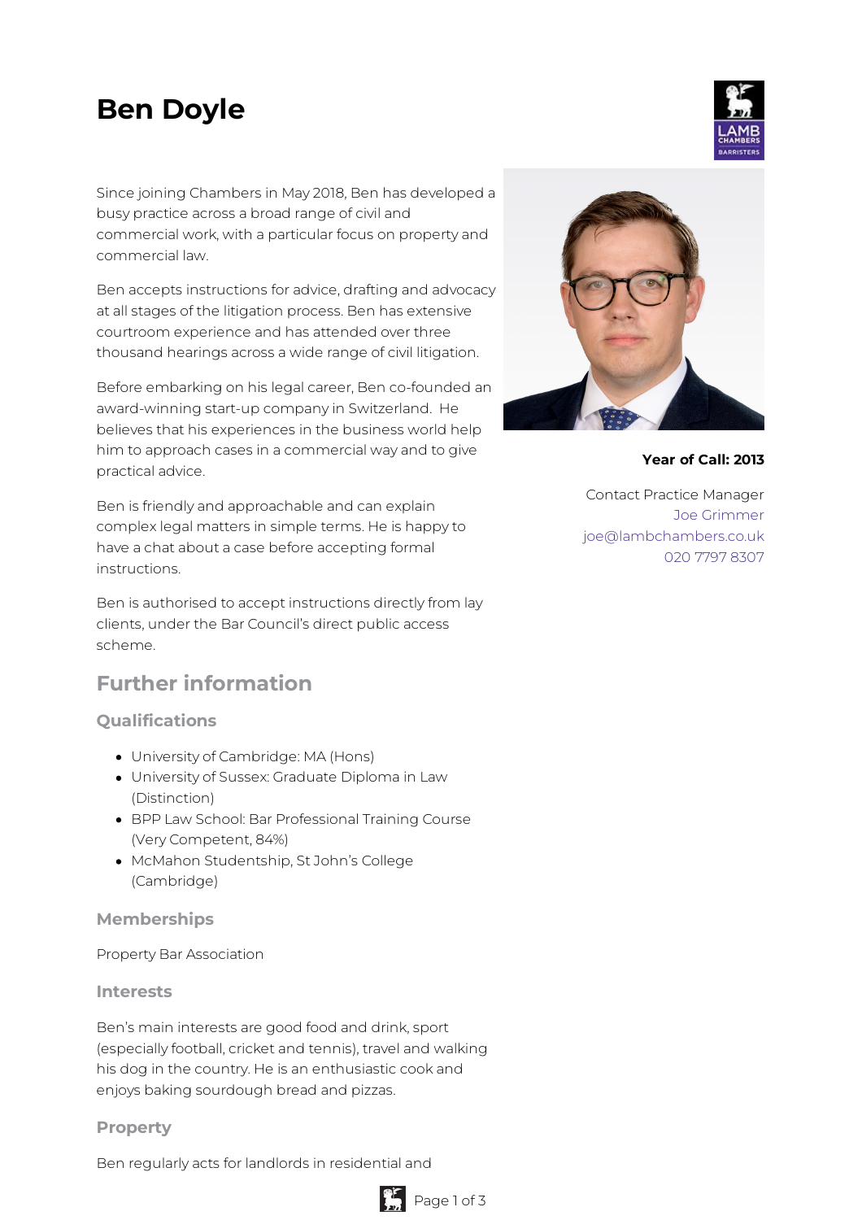# Ben Doyle

Since joining Chambers in May 2018, Ben has developed a busy practice across a broad range of civil and commercial work, with a particular focus on property and commercial law.

Ben accepts instructions for advice, drafting and advocacy at all stages of the litigation process. Ben has extensive courtroom experience and has attended over three thousand hearings across a wide range of civil litigation.

Before embarking on his legal career, Ben co-founded an award-winning start-up company in Switzerland. He believes that his experiences in the business world help him to approach cases in a commercial way and to give practical advice.

Ben is friendly and approachable and can explain complex legal matters in simple terms. He is happy to have a chat about a case before accepting formal instructions.

Ben is authorised to accept instructions directly from lay clients, under the Bar Council's direct public access scheme.

**Year of Call: 2013**

Contact Practice Manager
Joe Grimmer
joe@lambchambers.co.uk
020 7797 8307

## Further information

### Qualifications

- University of Cambridge: MA (Hons)
- University of Sussex: Graduate Diploma in Law (Distinction)
- BPP Law School: Bar Professional Training Course (Very Competent, 84%)
- McMahon Studentship, St John's College (Cambridge)

### Memberships

Property Bar Association

### Interests

Ben's main interests are good food and drink, sport (especially football, cricket and tennis), travel and walking his dog in the country. He is an enthusiastic cook and enjoys baking sourdough bread and pizzas.

### Property

Ben regularly acts for landlords in residential and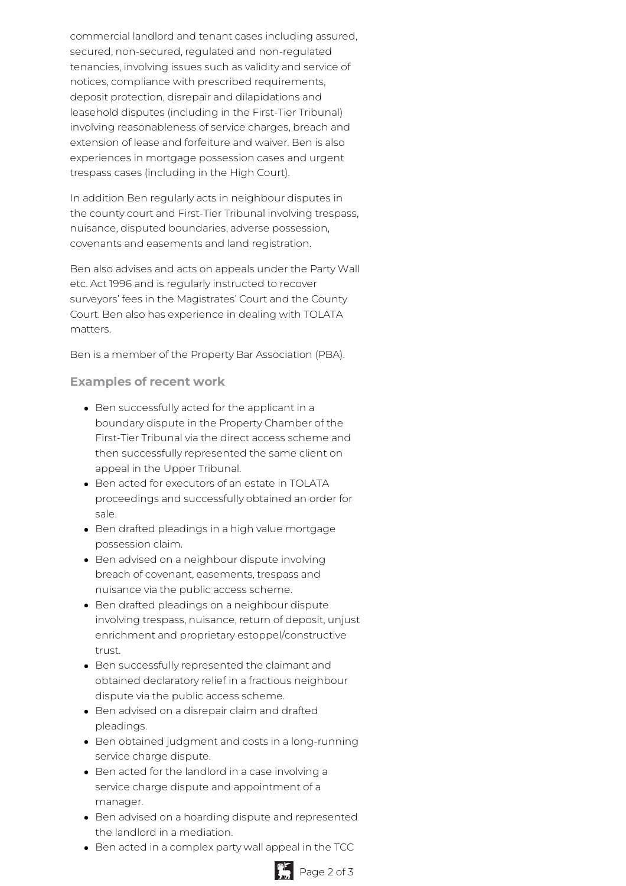commercial landlord and tenant cases including assured, secured, non-secured, regulated and non-regulated tenancies, involving issues such as validity and service of notices, compliance with prescribed requirements, deposit protection, disrepair and dilapidations and leasehold disputes (including in the First-Tier Tribunal) involving reasonableness of service charges, breach and extension of lease and forfeiture and waiver. Ben is also experiences in mortgage possession cases and urgent trespass cases (including in the High Court).

In addition Ben regularly acts in neighbour disputes in the county court and First-Tier Tribunal involving trespass, nuisance, disputed boundaries, adverse possession, covenants and easements and land registration.

Ben also advises and acts on appeals under the Party Wall etc. Act 1996 and is regularly instructed to recover surveyors' fees in the Magistrates' Court and the County Court. Ben also has experience in dealing with TOLATA matters.

Ben is a member of the Property Bar Association (PBA).

### Examples of recent work

- Ben successfully acted for the applicant in a boundary dispute in the Property Chamber of the First-Tier Tribunal via the direct access scheme and then successfully represented the same client on appeal in the Upper Tribunal.
- Ben acted for executors of an estate in TOLATA proceedings and successfully obtained an order for sale.
- Ben drafted pleadings in a high value mortgage possession claim.
- Ben advised on a neighbour dispute involving breach of covenant, easements, trespass and nuisance via the public access scheme.
- Ben drafted pleadings on a neighbour dispute involving trespass, nuisance, return of deposit, unjust enrichment and proprietary estoppel/constructive trust.
- Ben successfully represented the claimant and obtained declaratory relief in a fractious neighbour dispute via the public access scheme.
- Ben advised on a disrepair claim and drafted pleadings.
- Ben obtained judgment and costs in a long-running service charge dispute.
- Ben acted for the landlord in a case involving a service charge dispute and appointment of a manager.
- Ben advised on a hoarding dispute and represented the landlord in a mediation.
- Ben acted in a complex party wall appeal in the TCC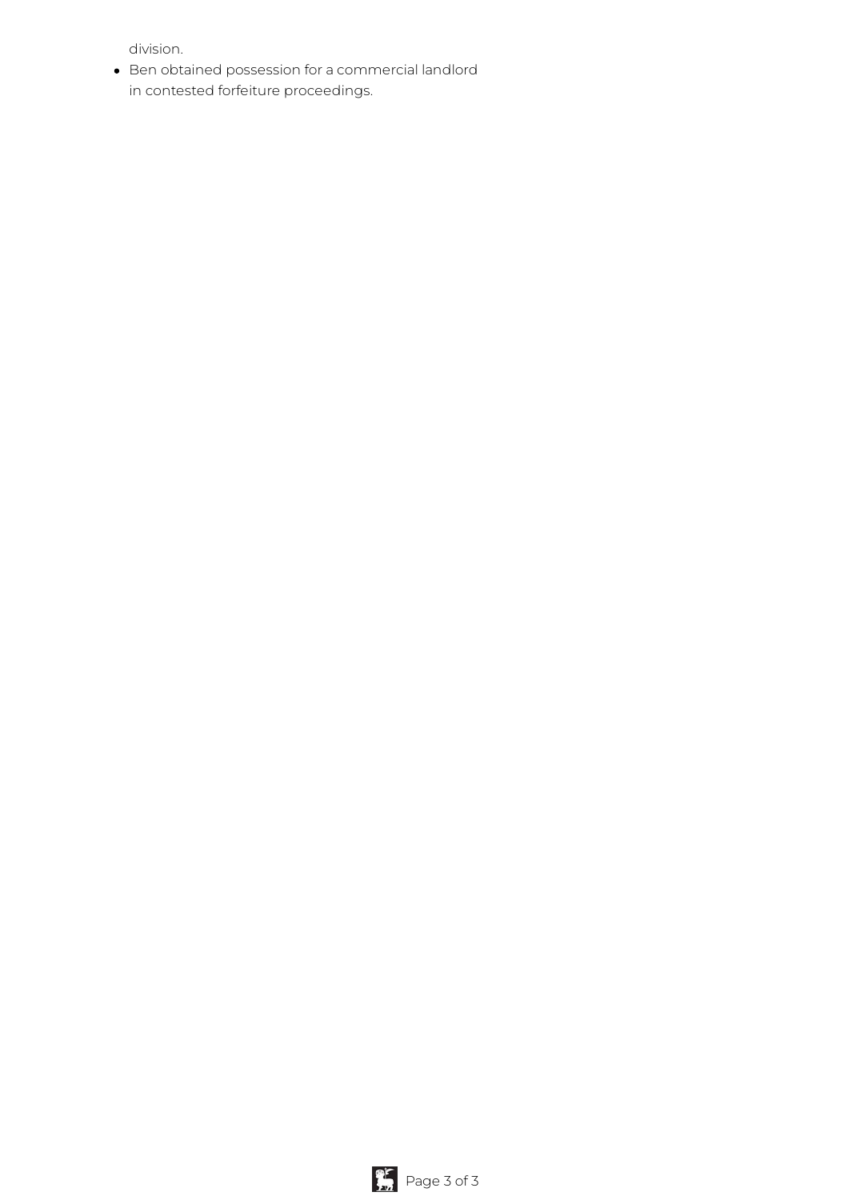division.

- Ben obtained possession for a commercial landlord in contested forfeiture proceedings.